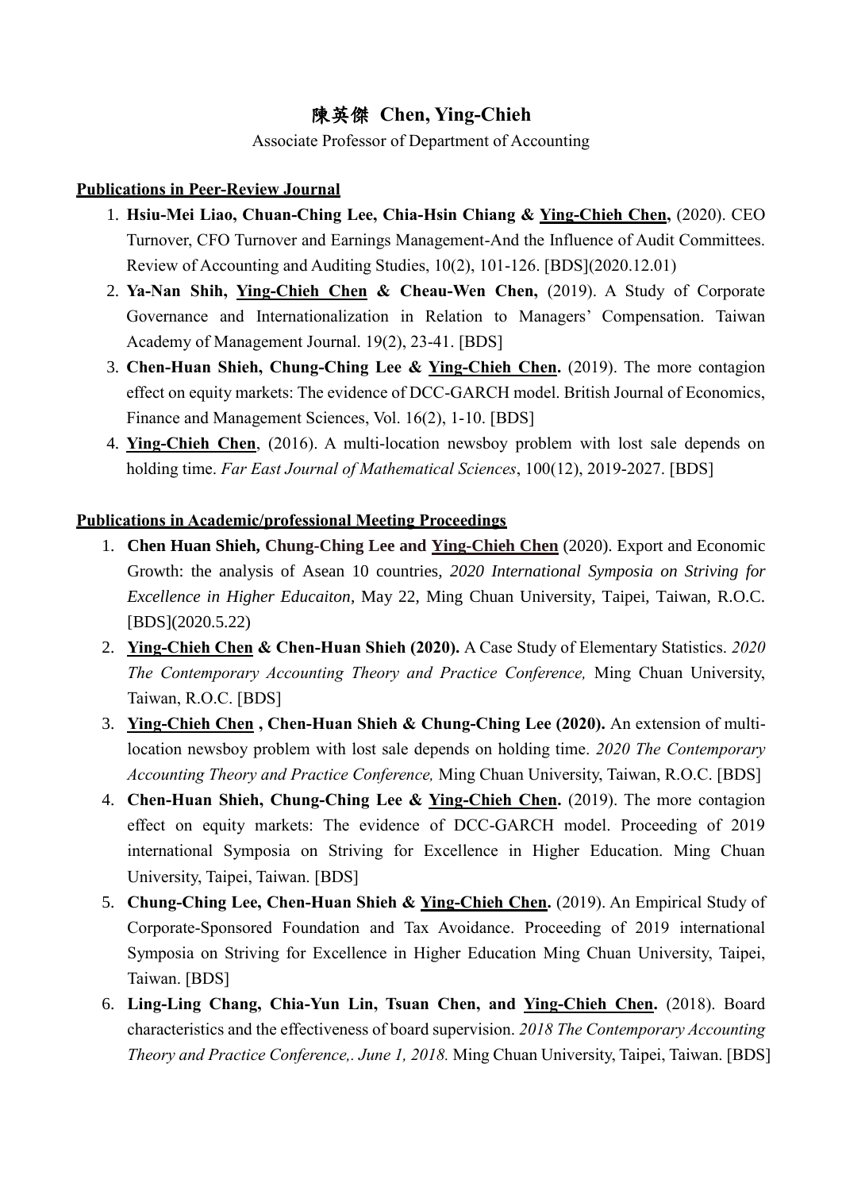# 陳英傑 Chen, Ying-Chieh

Associate Professor of Department of Accounting

## Publications in Peer-Review Journal

1. **Hsiu-Mei Liao, Chuan-Ching Lee, Chia-Hsin Chiang & Ying-Chieh Chen,** (2020). CEO Turnover, CFO Turnover and Earnings Management-And the Influence of Audit Committees. Review of Accounting and Auditing Studies, 10(2), 101-126. [BDS](2020.12.01)
2. **Ya-Nan Shih, Ying-Chieh Chen & Cheau-Wen Chen,** (2019). A Study of Corporate Governance and Internationalization in Relation to Managers' Compensation. Taiwan Academy of Management Journal. 19(2), 23-41. [BDS]
3. **Chen-Huan Shieh, Chung-Ching Lee & Ying-Chieh Chen.** (2019). The more contagion effect on equity markets: The evidence of DCC-GARCH model. British Journal of Economics, Finance and Management Sciences, Vol. 16(2), 1-10. [BDS]
4. **Ying-Chieh Chen**, (2016). A multi-location newsboy problem with lost sale depends on holding time. *Far East Journal of Mathematical Sciences*, 100(12), 2019-2027. [BDS]

## Publications in Academic/professional Meeting Proceedings

1. **Chen Huan Shieh, Chung-Ching Lee and Ying-Chieh Chen** (2020). Export and Economic Growth: the analysis of Asean 10 countries, *2020 International Symposia on Striving for Excellence in Higher Educaiton*, May 22, Ming Chuan University, Taipei, Taiwan, R.O.C. [BDS](2020.5.22)
2. **Ying-Chieh Chen & Chen-Huan Shieh (2020).** A Case Study of Elementary Statistics. *2020 The Contemporary Accounting Theory and Practice Conference,* Ming Chuan University, Taiwan, R.O.C. [BDS]
3. **Ying-Chieh Chen , Chen-Huan Shieh & Chung-Ching Lee (2020).** An extension of multi-location newsboy problem with lost sale depends on holding time. *2020 The Contemporary Accounting Theory and Practice Conference,* Ming Chuan University, Taiwan, R.O.C. [BDS]
4. **Chen-Huan Shieh, Chung-Ching Lee & Ying-Chieh Chen.** (2019). The more contagion effect on equity markets: The evidence of DCC-GARCH model. Proceeding of 2019 international Symposia on Striving for Excellence in Higher Education. Ming Chuan University, Taipei, Taiwan. [BDS]
5. **Chung-Ching Lee, Chen-Huan Shieh & Ying-Chieh Chen.** (2019). An Empirical Study of Corporate-Sponsored Foundation and Tax Avoidance. Proceeding of 2019 international Symposia on Striving for Excellence in Higher Education Ming Chuan University, Taipei, Taiwan. [BDS]
6. **Ling-Ling Chang, Chia-Yun Lin, Tsuan Chen, and Ying-Chieh Chen.** (2018). Board characteristics and the effectiveness of board supervision. *2018 The Contemporary Accounting Theory and Practice Conference,. June 1, 2018.* Ming Chuan University, Taipei, Taiwan. [BDS]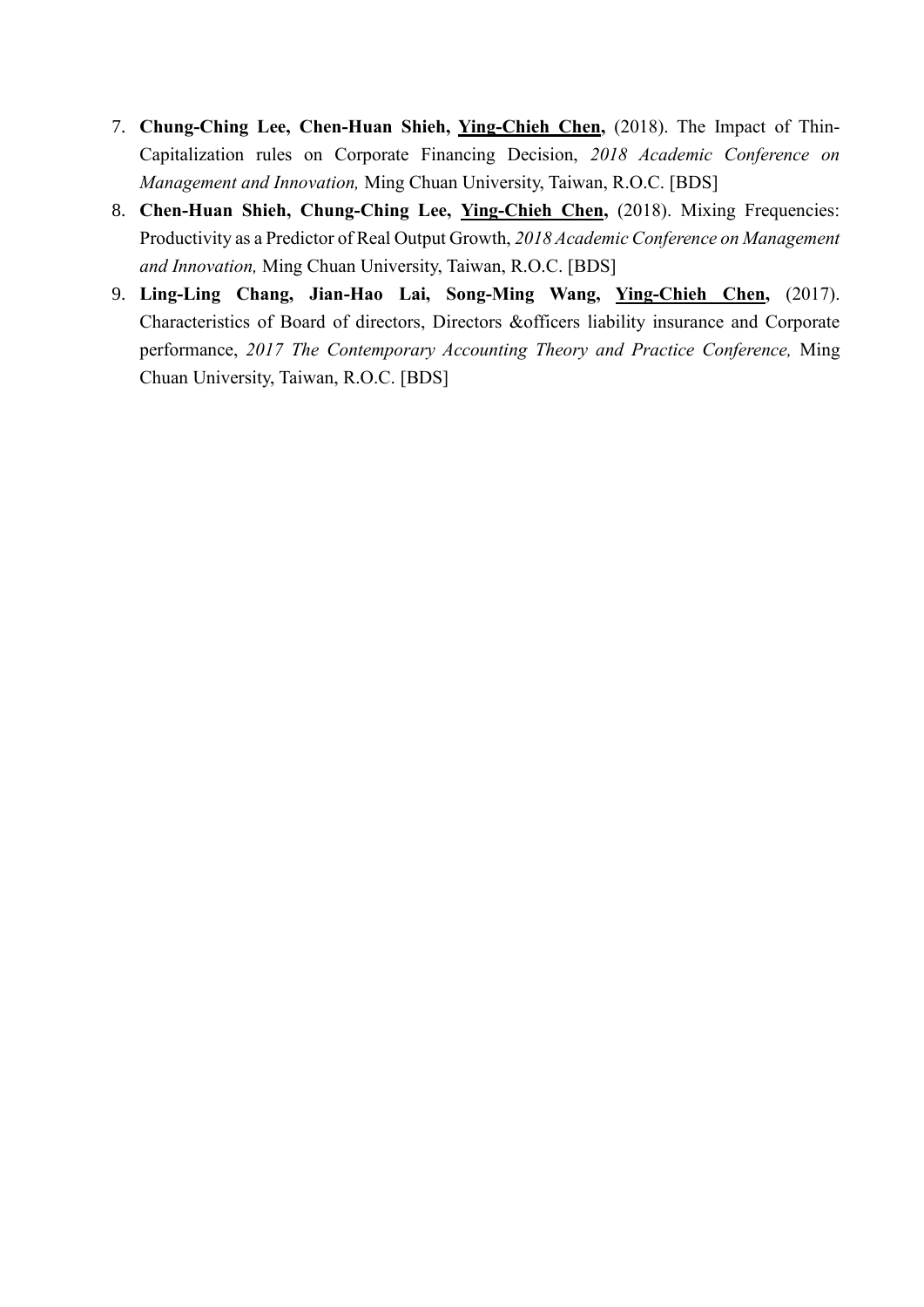7. **Chung-Ching Lee, Chen-Huan Shieh, <u>Ying-Chieh Chen</u>,** (2018). The Impact of Thin-Capitalization rules on Corporate Financing Decision, *2018 Academic Conference on Management and Innovation,* Ming Chuan University, Taiwan, R.O.C. [BDS]
8. **Chen-Huan Shieh, Chung-Ching Lee, <u>Ying-Chieh Chen</u>,** (2018). Mixing Frequencies: Productivity as a Predictor of Real Output Growth, *2018 Academic Conference on Management and Innovation,* Ming Chuan University, Taiwan, R.O.C. [BDS]
9. **Ling-Ling Chang, Jian-Hao Lai, Song-Ming Wang, <u>Ying-Chieh Chen</u>,** (2017). Characteristics of Board of directors, Directors &officers liability insurance and Corporate performance, *2017 The Contemporary Accounting Theory and Practice Conference,* Ming Chuan University, Taiwan, R.O.C. [BDS]